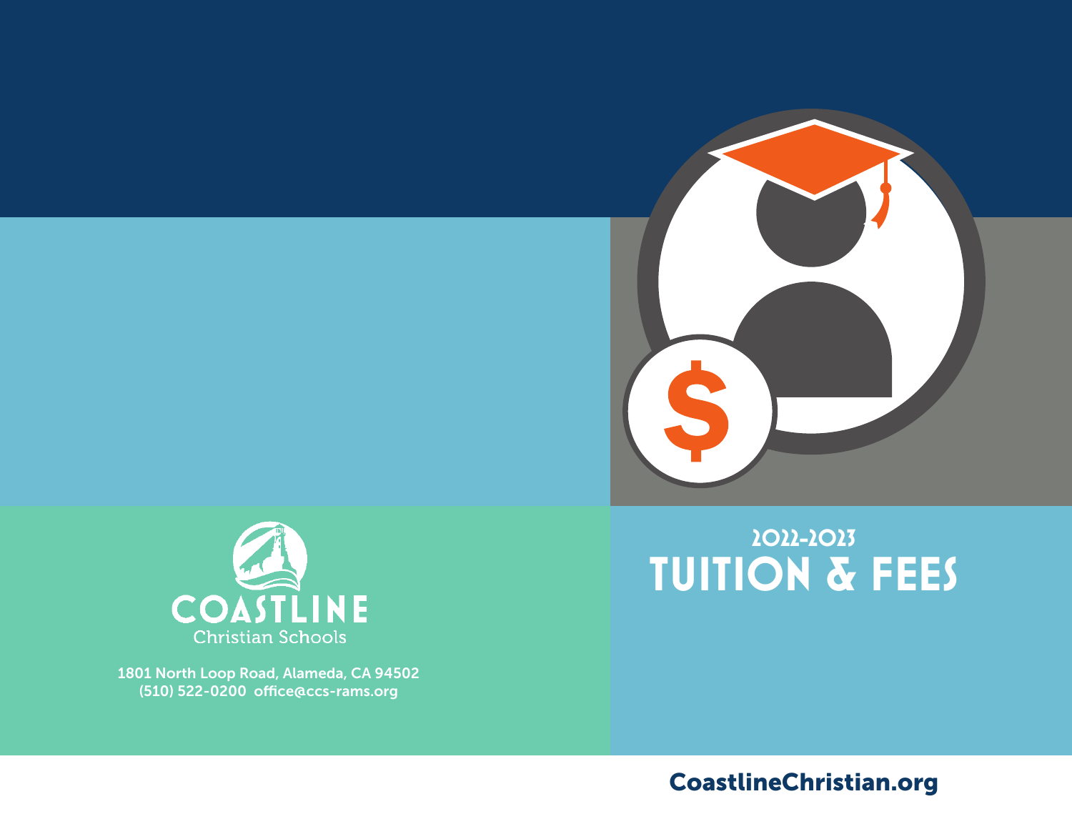# 2022-2023 TUITION & FEES

COASTLINE
Christian Schools

1801 North Loop Road, Alameda, CA 94502
(510) 522-0200 office@ccs-rams.org

CoastlineChristian.org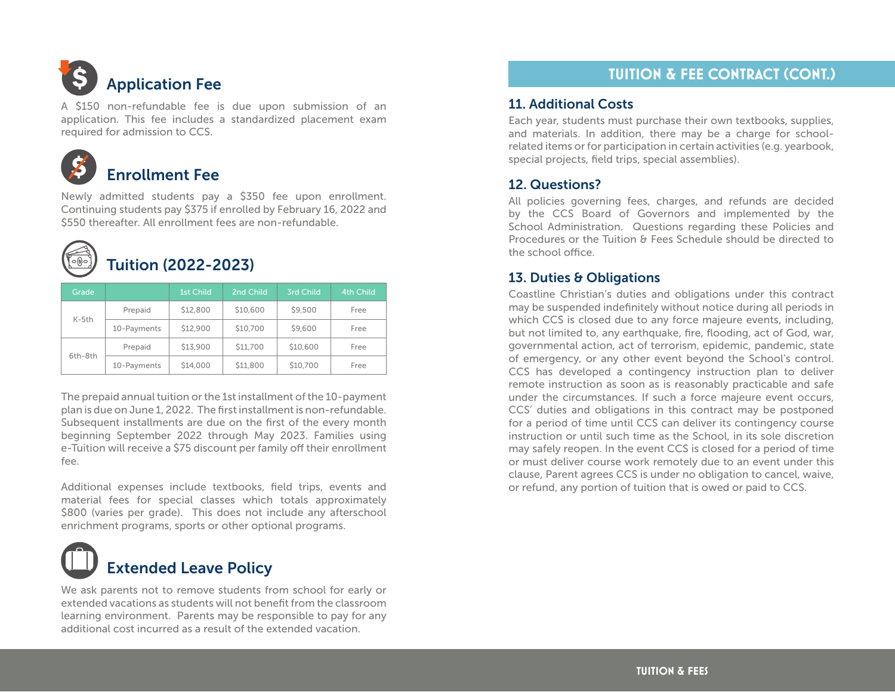## Application Fee

A $150 non-refundable fee is due upon submission of an application. This fee includes a standardized placement exam required for admission to CCS.

## Enrollment Fee

Newly admitted students pay a $350 fee upon enrollment. Continuing students pay $375 if enrolled by February 16, 2022 and $550 thereafter. All enrollment fees are non-refundable.

## Tuition (2022-2023)

| Grade | | 1st Child | 2nd Child | 3rd Child | 4th Child |
|---|---|---|---|---|---|
| K-5th | Prepaid | $12,800 | $10,600 | $9,500 | Free |
| | 10-Payments | $12,900 | $10,700 | $9,600 | Free |
| 6th-8th | Prepaid | $13,900 | $11,700 | $10,600 | Free |
| | 10-Payments | $14,000 | $11,800 | $10,700 | Free |

The prepaid annual tuition or the 1st installment of the 10-payment plan is due on June 1, 2022. The first installment is non-refundable. Subsequent installments are due on the first of the every month beginning September 2022 through May 2023. Families using e-Tuition will receive a $75 discount per family off their enrollment fee.

Additional expenses include textbooks, field trips, events and material fees for special classes which totals approximately $800 (varies per grade). This does not include any afterschool enrichment programs, sports or other optional programs.

## Extended Leave Policy

We ask parents not to remove students from school for early or extended vacations as students will not benefit from the classroom learning environment. Parents may be responsible to pay for any additional cost incurred as a result of the extended vacation.

## TUITION & FEE CONTRACT (CONT.)

### 11. Additional Costs

Each year, students must purchase their own textbooks, supplies, and materials. In addition, there may be a charge for school-related items or for participation in certain activities (e.g. yearbook, special projects, field trips, special assemblies).

### 12. Questions?

All policies governing fees, charges, and refunds are decided by the CCS Board of Governors and implemented by the School Administration. Questions regarding these Policies and Procedures or the Tuition & Fees Schedule should be directed to the school office.

### 13. Duties & Obligations

Coastline Christian's duties and obligations under this contract may be suspended indefinitely without notice during all periods in which CCS is closed due to any force majeure events, including, but not limited to, any earthquake, fire, flooding, act of God, war, governmental action, act of terrorism, epidemic, pandemic, state of emergency, or any other event beyond the School's control. CCS has developed a contingency instruction plan to deliver remote instruction as soon as is reasonably practicable and safe under the circumstances. If such a force majeure event occurs, CCS' duties and obligations in this contract may be postponed for a period of time until CCS can deliver its contingency course instruction or until such time as the School, in its sole discretion may safely reopen. In the event CCS is closed for a period of time or must deliver course work remotely due to an event under this clause, Parent agrees CCS is under no obligation to cancel, waive, or refund, any portion of tuition that is owed or paid to CCS.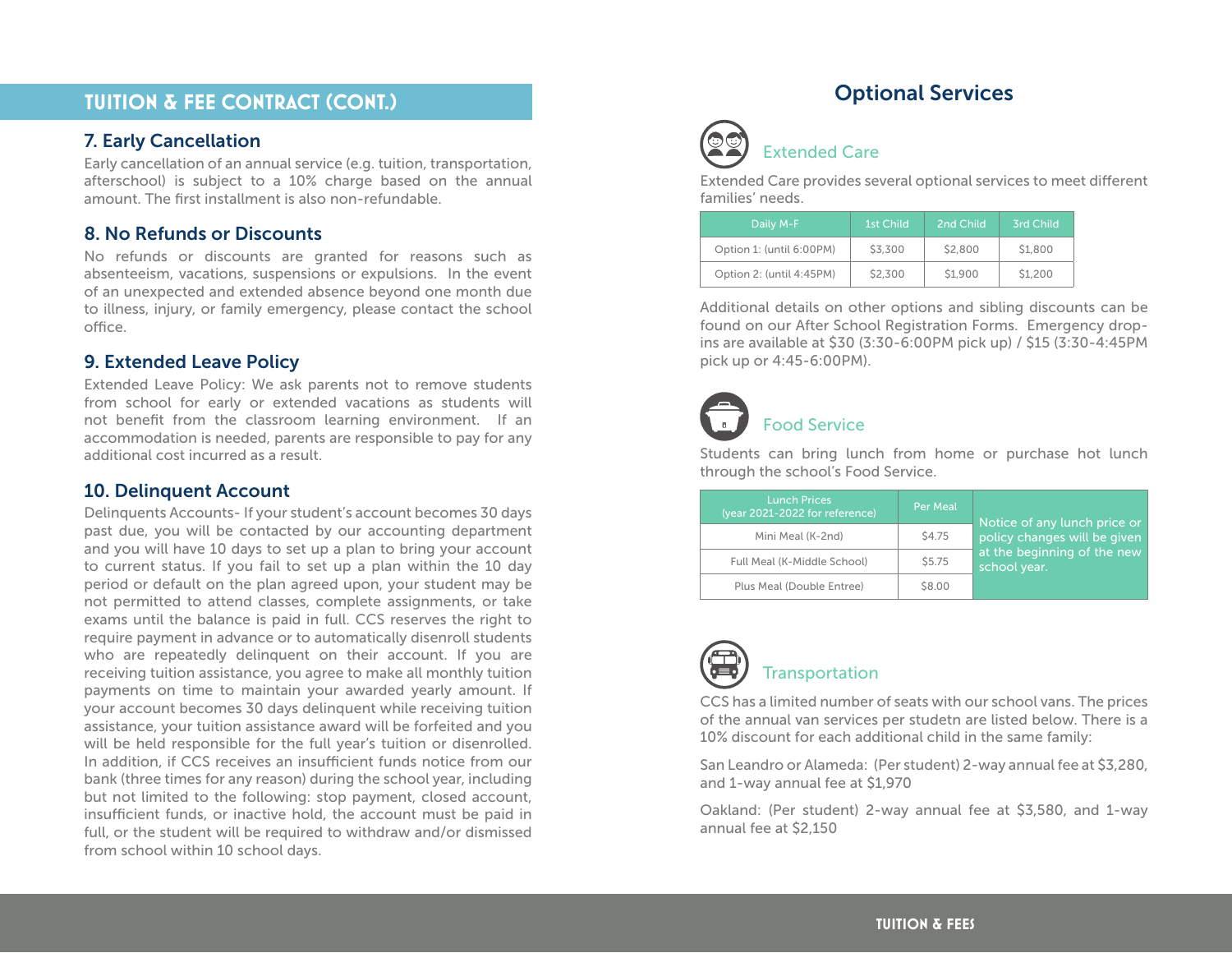## TUITION & FEE CONTRACT (CONT.)

### 7. Early Cancellation

Early cancellation of an annual service (e.g. tuition, transportation, afterschool) is subject to a 10% charge based on the annual amount. The first installment is also non-refundable.

### 8. No Refunds or Discounts

No refunds or discounts are granted for reasons such as absenteeism, vacations, suspensions or expulsions. In the event of an unexpected and extended absence beyond one month due to illness, injury, or family emergency, please contact the school office.

### 9. Extended Leave Policy

Extended Leave Policy: We ask parents not to remove students from school for early or extended vacations as students will not benefit from the classroom learning environment. If an accommodation is needed, parents are responsible to pay for any additional cost incurred as a result.

### 10. Delinquent Account

Delinquents Accounts- If your student's account becomes 30 days past due, you will be contacted by our accounting department and you will have 10 days to set up a plan to bring your account to current status. If you fail to set up a plan within the 10 day period or default on the plan agreed upon, your student may be not permitted to attend classes, complete assignments, or take exams until the balance is paid in full. CCS reserves the right to require payment in advance or to automatically disenroll students who are repeatedly delinquent on their account. If you are receiving tuition assistance, you agree to make all monthly tuition payments on time to maintain your awarded yearly amount. If your account becomes 30 days delinquent while receiving tuition assistance, your tuition assistance award will be forfeited and you will be held responsible for the full year's tuition or disenrolled. In addition, if CCS receives an insufficient funds notice from our bank (three times for any reason) during the school year, including but not limited to the following: stop payment, closed account, insufficient funds, or inactive hold, the account must be paid in full, or the student will be required to withdraw and/or dismissed from school within 10 school days.

## Optional Services

### Extended Care

Extended Care provides several optional services to meet different families' needs.

| Daily M-F | 1st Child | 2nd Child | 3rd Child |
|---|---|---|---|
| Option 1: (until 6:00PM) | $3,300 | $2,800 | $1,800 |
| Option 2: (until 4:45PM) | $2,300 | $1,900 | $1,200 |

Additional details on other options and sibling discounts can be found on our After School Registration Forms. Emergency drop-ins are available at $30 (3:30-6:00PM pick up) / $15 (3:30-4:45PM pick up or 4:45-6:00PM).

### Food Service

Students can bring lunch from home or purchase hot lunch through the school's Food Service.

| Lunch Prices (year 2021-2022 for reference) | Per Meal |
|---|---|
| Mini Meal (K-2nd) | $4.75 |
| Full Meal (K-Middle School) | $5.75 |
| Plus Meal (Double Entree) | $8.00 |

Notice of any lunch price or policy changes will be given at the beginning of the new school year.

### Transportation

CCS has a limited number of seats with our school vans. The prices of the annual van services per studetn are listed below. There is a 10% discount for each additional child in the same family:

San Leandro or Alameda: (Per student) 2-way annual fee at $3,280, and 1-way annual fee at $1,970

Oakland: (Per student) 2-way annual fee at $3,580, and 1-way annual fee at $2,150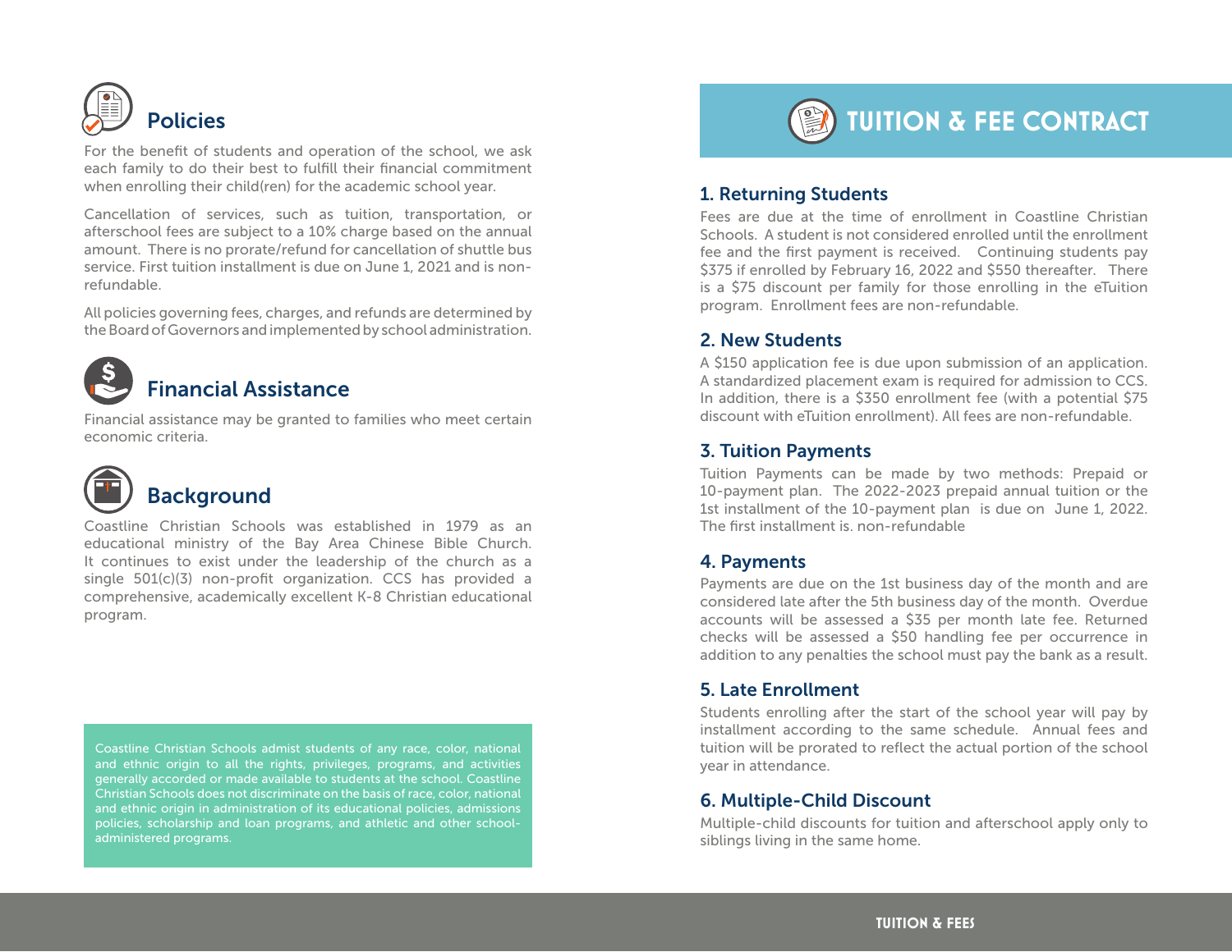## Policies

For the benefit of students and operation of the school, we ask each family to do their best to fulfill their financial commitment when enrolling their child(ren) for the academic school year.

Cancellation of services, such as tuition, transportation, or afterschool fees are subject to a 10% charge based on the annual amount. There is no prorate/refund for cancellation of shuttle bus service. First tuition installment is due on June 1, 2021 and is non-refundable.

All policies governing fees, charges, and refunds are determined by the Board of Governors and implemented by school administration.

## Financial Assistance

Financial assistance may be granted to families who meet certain economic criteria.

## Background

Coastline Christian Schools was established in 1979 as an educational ministry of the Bay Area Chinese Bible Church. It continues to exist under the leadership of the church as a single 501(c)(3) non-profit organization. CCS has provided a comprehensive, academically excellent K-8 Christian educational program.

Coastline Christian Schools admist students of any race, color, national and ethnic origin to all the rights, privileges, programs, and activities generally accorded or made available to students at the school. Coastline Christian Schools does not discriminate on the basis of race, color, national and ethnic origin in administration of its educational policies, admissions policies, scholarship and loan programs, and athletic and other school-administered programs.

# TUITION & FEE CONTRACT

### 1. Returning Students

Fees are due at the time of enrollment in Coastline Christian Schools. A student is not considered enrolled until the enrollment fee and the first payment is received. Continuing students pay $375 if enrolled by February 16, 2022 and $550 thereafter. There is a $75 discount per family for those enrolling in the eTuition program. Enrollment fees are non-refundable.

### 2. New Students

A $150 application fee is due upon submission of an application. A standardized placement exam is required for admission to CCS. In addition, there is a $350 enrollment fee (with a potential $75 discount with eTuition enrollment). All fees are non-refundable.

### 3. Tuition Payments

Tuition Payments can be made by two methods: Prepaid or 10-payment plan. The 2022-2023 prepaid annual tuition or the 1st installment of the 10-payment plan is due on June 1, 2022. The first installment is. non-refundable

### 4. Payments

Payments are due on the 1st business day of the month and are considered late after the 5th business day of the month. Overdue accounts will be assessed a $35 per month late fee. Returned checks will be assessed a $50 handling fee per occurrence in addition to any penalties the school must pay the bank as a result.

### 5. Late Enrollment

Students enrolling after the start of the school year will pay by installment according to the same schedule. Annual fees and tuition will be prorated to reflect the actual portion of the school year in attendance.

### 6. Multiple-Child Discount

Multiple-child discounts for tuition and afterschool apply only to siblings living in the same home.